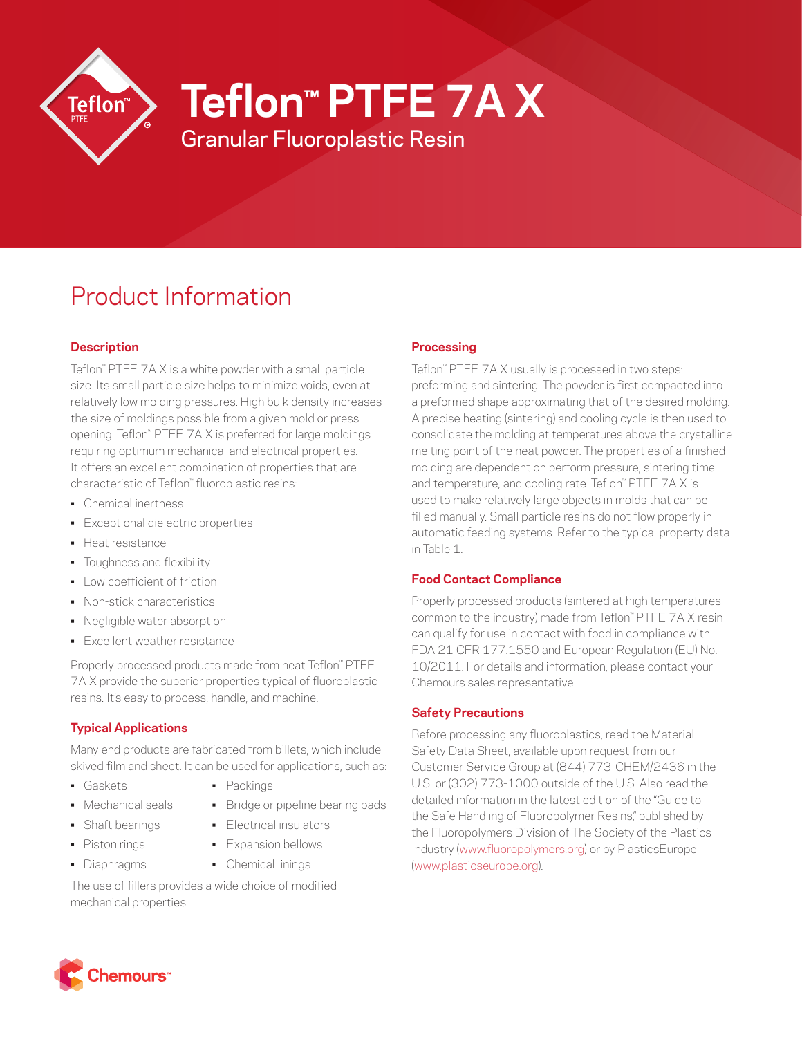# Teflon™ PTFE 7A X

## Granular Fluoroplastic Resin

# Product Information

### Description

Teflon™ PTFE 7A X is a white powder with a small particle size. Its small particle size helps to minimize voids, even at relatively low molding pressures. High bulk density increases the size of moldings possible from a given mold or press opening. Teflon™ PTFE 7A X is preferred for large moldings requiring optimum mechanical and electrical properties. It offers an excellent combination of properties that are characteristic of Teflon™ fluoroplastic resins:

- Chemical inertness
- Exceptional dielectric properties
- Heat resistance
- Toughness and flexibility
- Low coefficient of friction
- Non-stick characteristics
- Negligible water absorption
- Excellent weather resistance

Properly processed products made from neat Teflon™ PTFE 7A X provide the superior properties typical of fluoroplastic resins. It's easy to process, handle, and machine.

### Typical Applications

Many end products are fabricated from billets, which include skived film and sheet. It can be used for applications, such as:

- Gaskets
- Mechanical seals
- Shaft bearings
- Piston rings
- Diaphragms
- Packings
- Bridge or pipeline bearing pads
- Electrical insulators
- Expansion bellows
- Chemical linings

The use of fillers provides a wide choice of modified mechanical properties.

### Processing

Teflon™ PTFE 7A X usually is processed in two steps: preforming and sintering. The powder is first compacted into a preformed shape approximating that of the desired molding. A precise heating (sintering) and cooling cycle is then used to consolidate the molding at temperatures above the crystalline melting point of the neat powder. The properties of a finished molding are dependent on perform pressure, sintering time and temperature, and cooling rate. Teflon™ PTFE 7A X is used to make relatively large objects in molds that can be filled manually. Small particle resins do not flow properly in automatic feeding systems. Refer to the typical property data in Table 1.

### Food Contact Compliance

Properly processed products (sintered at high temperatures common to the industry) made from Teflon™ PTFE 7A X resin can qualify for use in contact with food in compliance with FDA 21 CFR 177.1550 and European Regulation (EU) No. 10/2011. For details and information, please contact your Chemours sales representative.

### Safety Precautions

Before processing any fluoroplastics, read the Material Safety Data Sheet, available upon request from our Customer Service Group at (844) 773-CHEM/2436 in the U.S. or (302) 773-1000 outside of the U.S. Also read the detailed information in the latest edition of the "Guide to the Safe Handling of Fluoropolymer Resins," published by the Fluoropolymers Division of The Society of the Plastics Industry (www.fluoropolymers.org) or by PlasticsEurope (www.plasticseurope.org).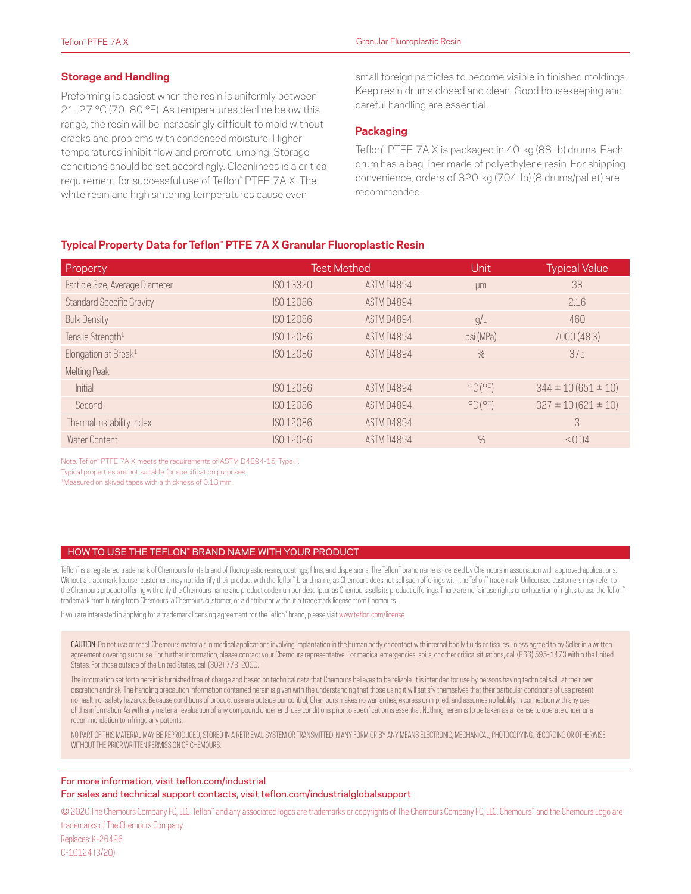## Storage and Handling

Preforming is easiest when the resin is uniformly between 21–27 °C (70–80 °F). As temperatures decline below this range, the resin will be increasingly difficult to mold without cracks and problems with condensed moisture. Higher temperatures inhibit flow and promote lumping. Storage conditions should be set accordingly. Cleanliness is a critical requirement for successful use of Teflon™ PTFE 7A X. The white resin and high sintering temperatures cause even small foreign particles to become visible in finished moldings. Keep resin drums closed and clean. Good housekeeping and careful handling are essential.

## Packaging

Teflon™ PTFE 7A X is packaged in 40-kg (88-lb) drums. Each drum has a bag liner made of polyethylene resin. For shipping convenience, orders of 320-kg (704-lb) (8 drums/pallet) are recommended.

## Typical Property Data for Teflon™ PTFE 7A X Granular Fluoroplastic Resin

| Property | Test Method | | Unit | Typical Value |
|---|---|---|---|---|
| Particle Size, Average Diameter | ISO 13320 | ASTM D4894 | µm | 38 |
| Standard Specific Gravity | ISO 12086 | ASTM D4894 | | 2.16 |
| Bulk Density | ISO 12086 | ASTM D4894 | g/L | 460 |
| Tensile Strength[1] | ISO 12086 | ASTM D4894 | psi (MPa) | 7000 (48.3) |
| Elongation at Break[1] | ISO 12086 | ASTM D4894 | % | 375 |
| Melting Peak | | | | |
| Initial | ISO 12086 | ASTM D4894 | °C (°F) | 344 ± 10 (651 ± 10) |
| Second | ISO 12086 | ASTM D4894 | °C (°F) | 327 ± 10 (621 ± 10) |
| Thermal Instability Index | ISO 12086 | ASTM D4894 | | 3 |
| Water Content | ISO 12086 | ASTM D4894 | % | <0.04 |

Note: Teflon™ PTFE 7A X meets the requirements of ASTM D4894-15, Type II.
Typical properties are not suitable for specification purposes.
[1]Measured on skived tapes with a thickness of 0.13 mm.

## HOW TO USE THE TEFLON™ BRAND NAME WITH YOUR PRODUCT

Teflon™ is a registered trademark of Chemours for its brand of fluoroplastic resins, coatings, films, and dispersions. The Teflon™ brand name is licensed by Chemours in association with approved applications. Without a trademark license, customers may not identify their product with the Teflon™ brand name, as Chemours does not sell such offerings with the Teflon™ trademark. Unlicensed customers may refer to the Chemours product offering with only the Chemours name and product code number descriptor as Chemours sells its product offerings. There are no fair use rights or exhaustion of rights to use the Teflon™ trademark from buying from Chemours, a Chemours customer, or a distributor without a trademark license from Chemours.

If you are interested in applying for a trademark licensing agreement for the Teflon™ brand, please visit www.teflon.com/license

**CAUTION:** Do not use or resell Chemours materials in medical applications involving implantation in the human body or contact with internal bodily fluids or tissues unless agreed to by Seller in a written agreement covering such use. For further information, please contact your Chemours representative. For medical emergencies, spills, or other critical situations, call (866) 595-1473 within the United States. For those outside of the United States, call (302) 773-2000.

The information set forth herein is furnished free of charge and based on technical data that Chemours believes to be reliable. It is intended for use by persons having technical skill, at their own discretion and risk. The handling precaution information contained herein is given with the understanding that those using it will satisfy themselves that their particular conditions of use present no health or safety hazards. Because conditions of product use are outside our control, Chemours makes no warranties, express or implied, and assumes no liability in connection with any use of this information. As with any material, evaluation of any compound under end-use conditions prior to specification is essential. Nothing herein is to be taken as a license to operate under or a recommendation to infringe any patents.

NO PART OF THIS MATERIAL MAY BE REPRODUCED, STORED IN A RETRIEVAL SYSTEM OR TRANSMITTED IN ANY FORM OR BY ANY MEANS ELECTRONIC, MECHANICAL, PHOTOCOPYING, RECORDING OR OTHERWISE WITHOUT THE PRIOR WRITTEN PERMISSION OF CHEMOURS.

For more information, visit teflon.com/industrial
For sales and technical support contacts, visit teflon.com/industrialglobalsupport

© 2020 The Chemours Company FC, LLC. Teflon™ and any associated logos are trademarks or copyrights of The Chemours Company FC, LLC. Chemours™ and the Chemours Logo are trademarks of The Chemours Company.
Replaces: K-26496
C-10124 (3/20)